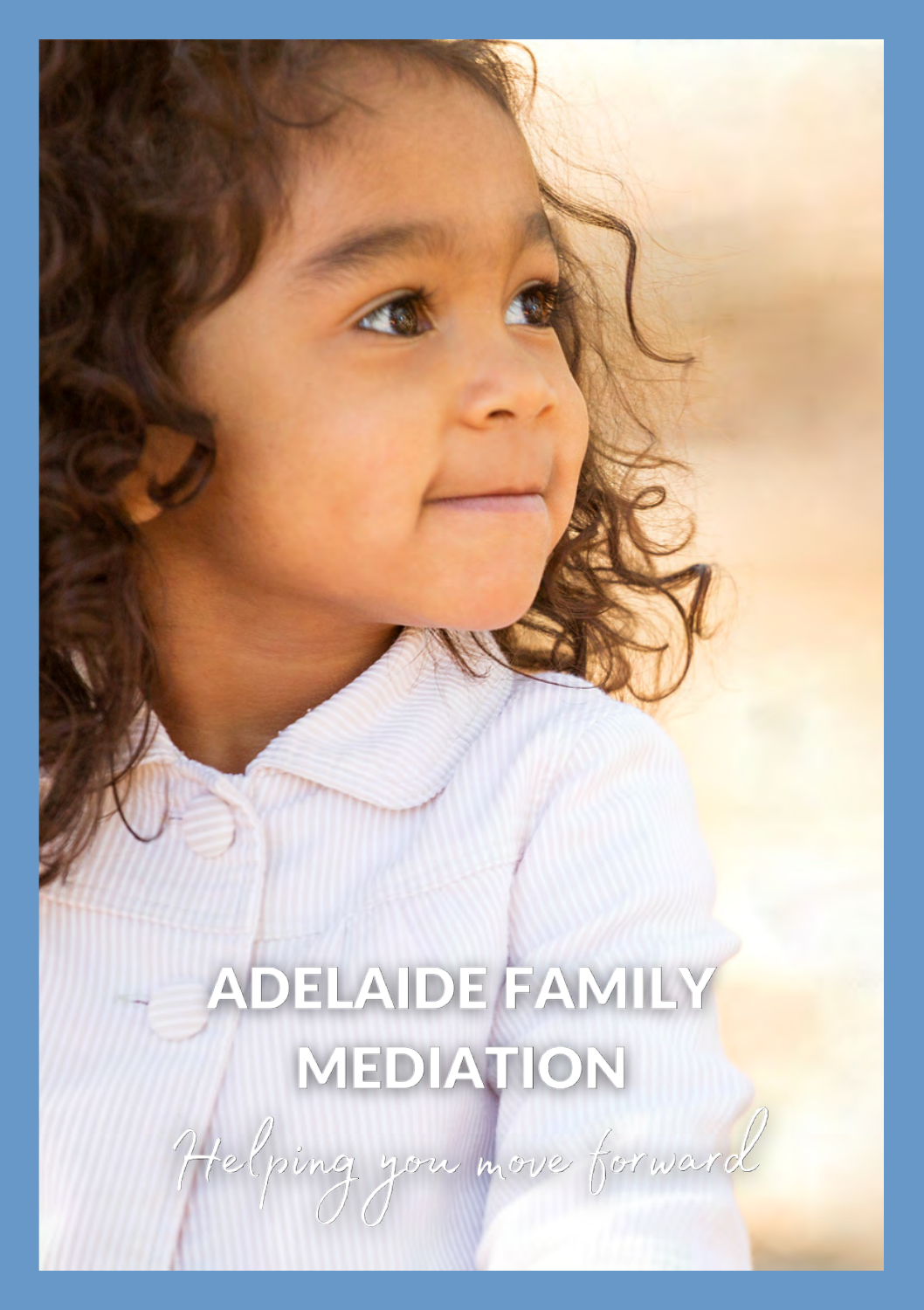# ADELAIDE FAMILY MEDIATION

*Helping you move forward*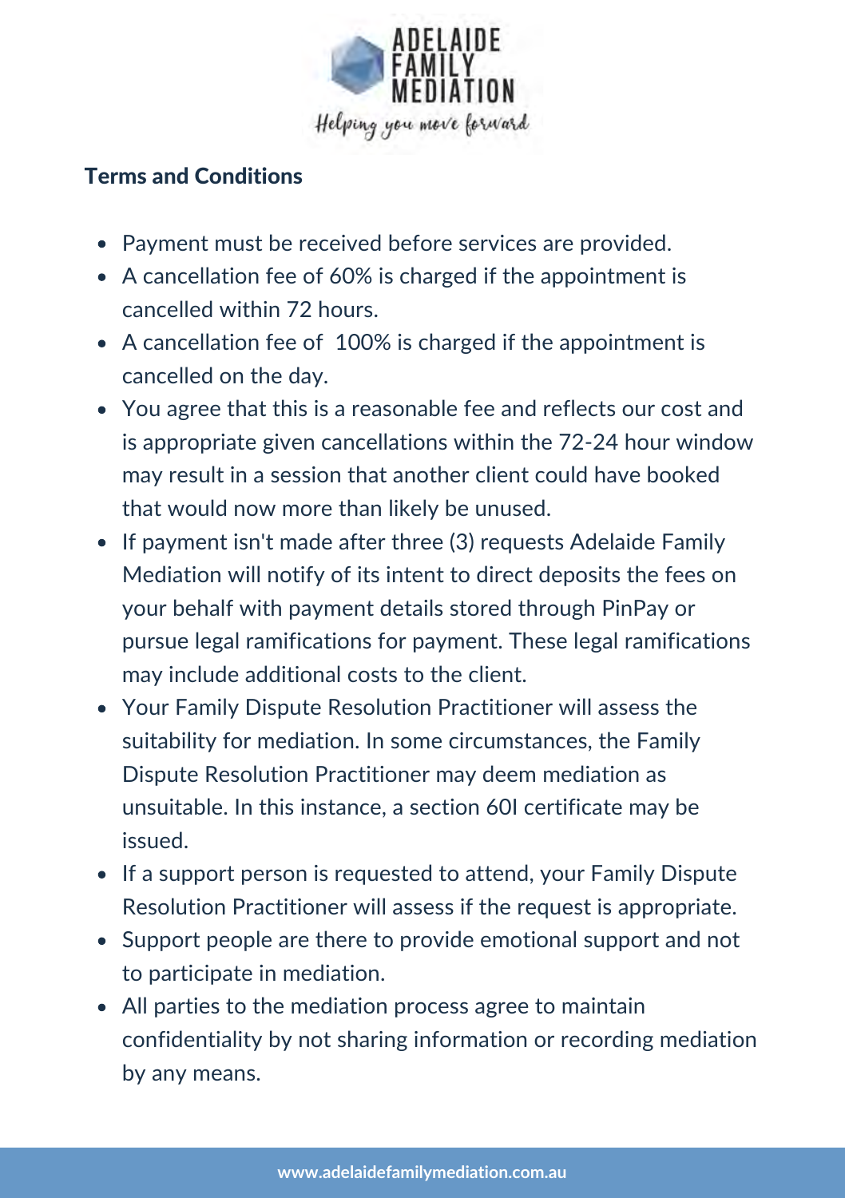## Terms and Conditions

- Payment must be received before services are provided.
- A cancellation fee of 60% is charged if the appointment is cancelled within 72 hours.
- A cancellation fee of 100% is charged if the appointment is cancelled on the day.
- You agree that this is a reasonable fee and reflects our cost and is appropriate given cancellations within the 72-24 hour window may result in a session that another client could have booked that would now more than likely be unused.
- If payment isn't made after three (3) requests Adelaide Family Mediation will notify of its intent to direct deposits the fees on your behalf with payment details stored through PinPay or pursue legal ramifications for payment. These legal ramifications may include additional costs to the client.
- Your Family Dispute Resolution Practitioner will assess the suitability for mediation. In some circumstances, the Family Dispute Resolution Practitioner may deem mediation as unsuitable. In this instance, a section 60I certificate may be issued.
- If a support person is requested to attend, your Family Dispute Resolution Practitioner will assess if the request is appropriate.
- Support people are there to provide emotional support and not to participate in mediation.
- All parties to the mediation process agree to maintain confidentiality by not sharing information or recording mediation by any means.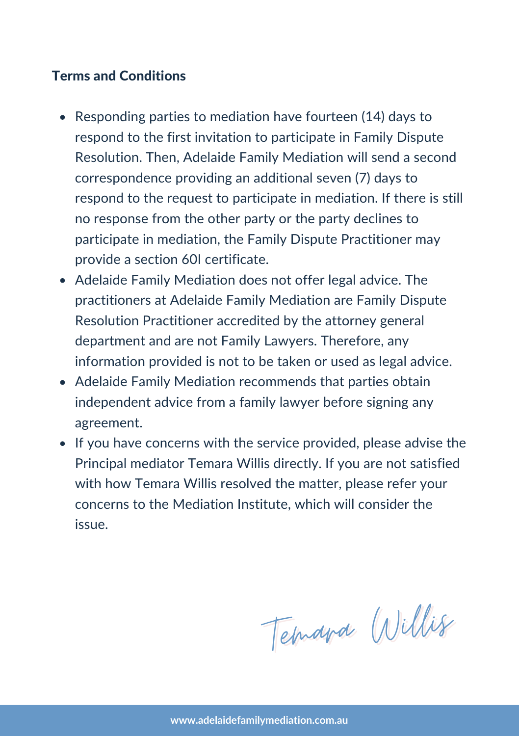**Terms and Conditions**

- Responding parties to mediation have fourteen (14) days to respond to the first invitation to participate in Family Dispute Resolution. Then, Adelaide Family Mediation will send a second correspondence providing an additional seven (7) days to respond to the request to participate in mediation. If there is still no response from the other party or the party declines to participate in mediation, the Family Dispute Practitioner may provide a section 60I certificate.
- Adelaide Family Mediation does not offer legal advice. The practitioners at Adelaide Family Mediation are Family Dispute Resolution Practitioner accredited by the attorney general department and are not Family Lawyers. Therefore, any information provided is not to be taken or used as legal advice.
- Adelaide Family Mediation recommends that parties obtain independent advice from a family lawyer before signing any agreement.
- If you have concerns with the service provided, please advise the Principal mediator Temara Willis directly. If you are not satisfied with how Temara Willis resolved the matter, please refer your concerns to the Mediation Institute, which will consider the issue.

Temara Willis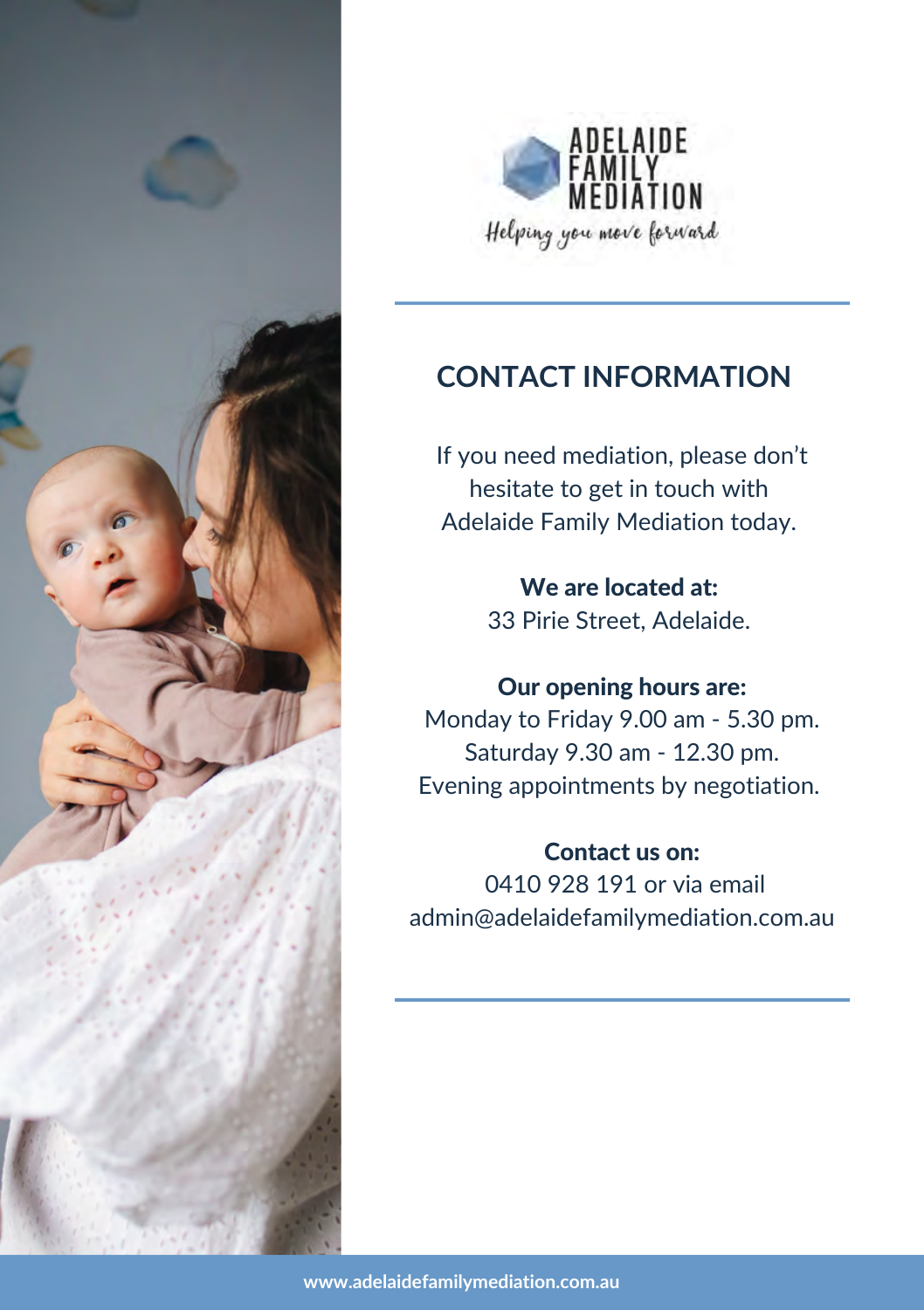ADELAIDE FAMILY MEDIATION

*Helping you move forward*

## CONTACT INFORMATION

If you need mediation, please don't hesitate to get in touch with Adelaide Family Mediation today.

**We are located at:**
33 Pirie Street, Adelaide.

**Our opening hours are:**
Monday to Friday 9.00 am - 5.30 pm.
Saturday 9.30 am - 12.30 pm.
Evening appointments by negotiation.

**Contact us on:**
0410 928 191 or via email
admin@adelaidefamilymediation.com.au

www.adelaidefamilymediation.com.au